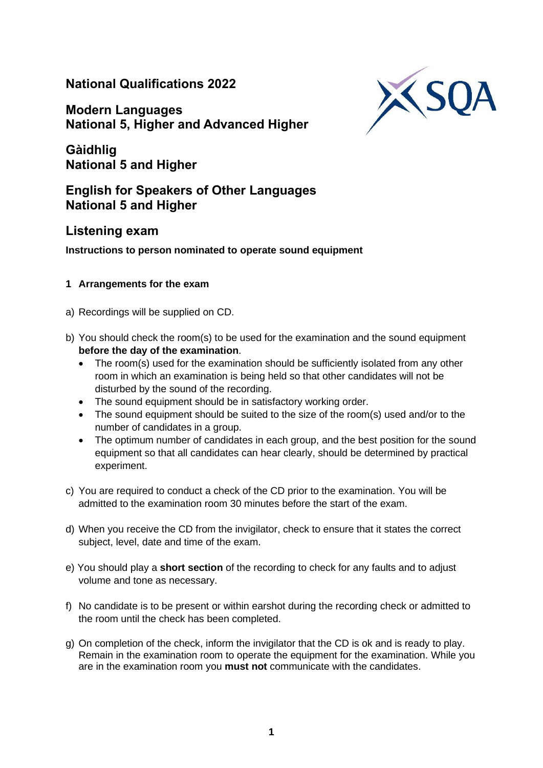# National Qualifications 2022

## Modern Languages
## National 5, Higher and Advanced Higher

## Gàidhlig
## National 5 and Higher

## English for Speakers of Other Languages
## National 5 and Higher

## Listening exam

**Instructions to person nominated to operate sound equipment**

### 1 Arrangements for the exam

a) Recordings will be supplied on CD.

b) You should check the room(s) to be used for the examination and the sound equipment **before the day of the examination**.
   - The room(s) used for the examination should be sufficiently isolated from any other room in which an examination is being held so that other candidates will not be disturbed by the sound of the recording.
   - The sound equipment should be in satisfactory working order.
   - The sound equipment should be suited to the size of the room(s) used and/or to the number of candidates in a group.
   - The optimum number of candidates in each group, and the best position for the sound equipment so that all candidates can hear clearly, should be determined by practical experiment.

c) You are required to conduct a check of the CD prior to the examination. You will be admitted to the examination room 30 minutes before the start of the exam.

d) When you receive the CD from the invigilator, check to ensure that it states the correct subject, level, date and time of the exam.

e) You should play a **short section** of the recording to check for any faults and to adjust volume and tone as necessary.

f) No candidate is to be present or within earshot during the recording check or admitted to the room until the check has been completed.

g) On completion of the check, inform the invigilator that the CD is ok and is ready to play. Remain in the examination room to operate the equipment for the examination. While you are in the examination room you **must not** communicate with the candidates.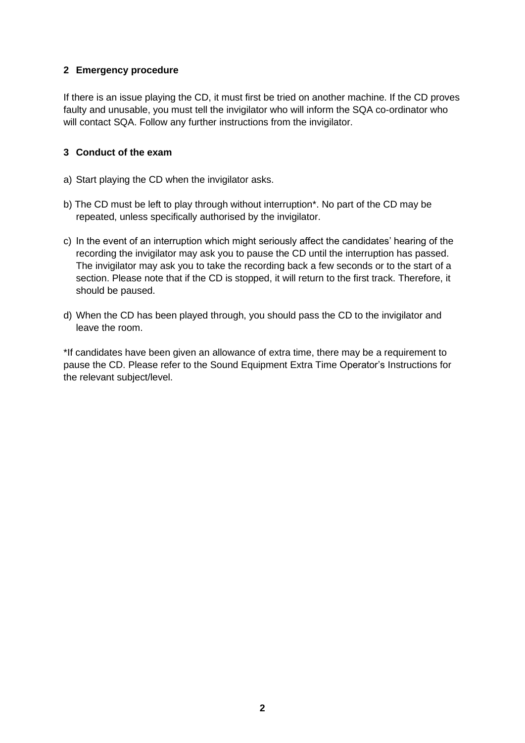## 2 Emergency procedure

If there is an issue playing the CD, it must first be tried on another machine. If the CD proves faulty and unusable, you must tell the invigilator who will inform the SQA co-ordinator who will contact SQA. Follow any further instructions from the invigilator.

## 3 Conduct of the exam

a) Start playing the CD when the invigilator asks.

b) The CD must be left to play through without interruption*. No part of the CD may be repeated, unless specifically authorised by the invigilator.

c) In the event of an interruption which might seriously affect the candidates' hearing of the recording the invigilator may ask you to pause the CD until the interruption has passed. The invigilator may ask you to take the recording back a few seconds or to the start of a section. Please note that if the CD is stopped, it will return to the first track. Therefore, it should be paused.

d) When the CD has been played through, you should pass the CD to the invigilator and leave the room.

*If candidates have been given an allowance of extra time, there may be a requirement to pause the CD. Please refer to the Sound Equipment Extra Time Operator's Instructions for the relevant subject/level.